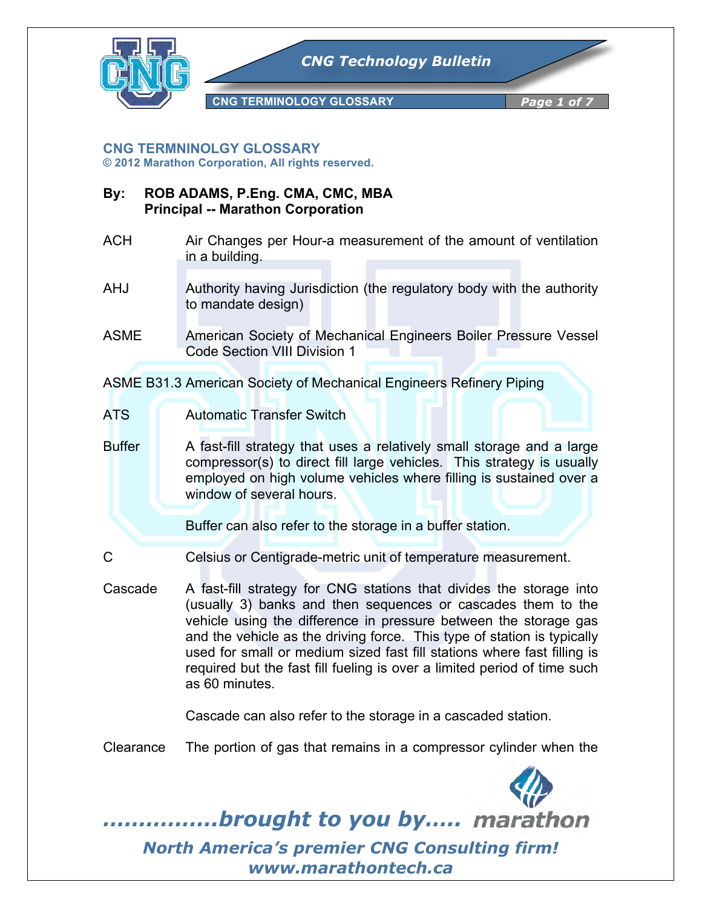## CNG TERMNINOLGY GLOSSARY

**© 2012 Marathon Corporation, All rights reserved.**

**By: ROB ADAMS, P.Eng. CMA, CMC, MBA**
**Principal -- Marathon Corporation**

**ACH** Air Changes per Hour-a measurement of the amount of ventilation in a building.

**AHJ** Authority having Jurisdiction (the regulatory body with the authority to mandate design)

**ASME** American Society of Mechanical Engineers Boiler Pressure Vessel Code Section VIII Division 1

**ASME B31.3** American Society of Mechanical Engineers Refinery Piping

**ATS** Automatic Transfer Switch

**Buffer** A fast-fill strategy that uses a relatively small storage and a large compressor(s) to direct fill large vehicles. This strategy is usually employed on high volume vehicles where filling is sustained over a window of several hours.

Buffer can also refer to the storage in a buffer station.

**C** Celsius or Centigrade-metric unit of temperature measurement.

**Cascade** A fast-fill strategy for CNG stations that divides the storage into (usually 3) banks and then sequences or cascades them to the vehicle using the difference in pressure between the storage gas and the vehicle as the driving force. This type of station is typically used for small or medium sized fast fill stations where fast filling is required but the fast fill fueling is over a limited period of time such as 60 minutes.

Cascade can also refer to the storage in a cascaded station.

**Clearance** The portion of gas that remains in a compressor cylinder when the

*................brought to you by..... marathon*

*North America's premier CNG Consulting firm!*
*www.marathontech.ca*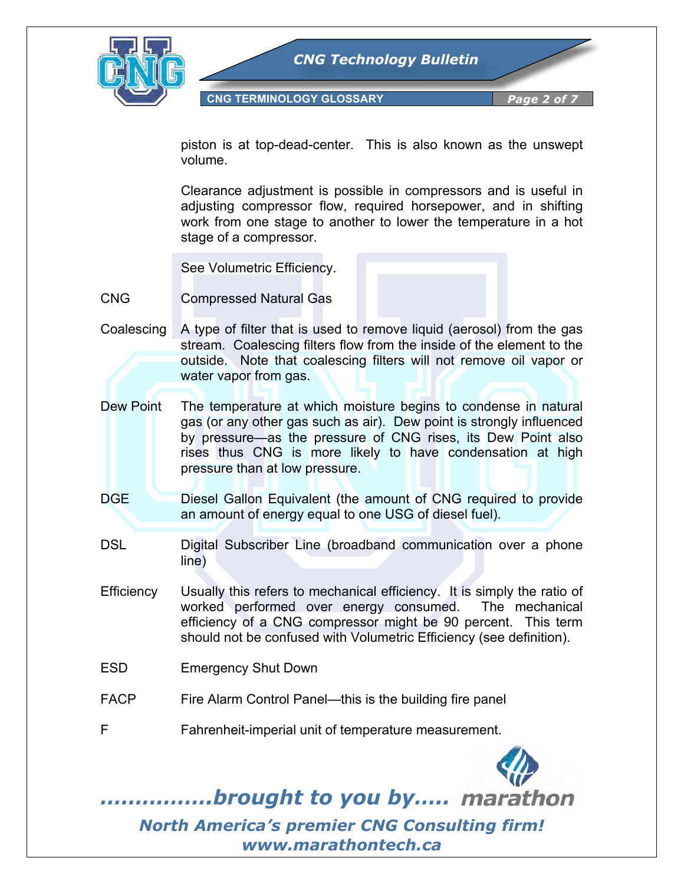piston is at top-dead-center. This is also known as the unswept volume.

Clearance adjustment is possible in compressors and is useful in adjusting compressor flow, required horsepower, and in shifting work from one stage to another to lower the temperature in a hot stage of a compressor.

See Volumetric Efficiency.

**CNG** Compressed Natural Gas

**Coalescing** A type of filter that is used to remove liquid (aerosol) from the gas stream. Coalescing filters flow from the inside of the element to the outside. Note that coalescing filters will not remove oil vapor or water vapor from gas.

**Dew Point** The temperature at which moisture begins to condense in natural gas (or any other gas such as air). Dew point is strongly influenced by pressure—as the pressure of CNG rises, its Dew Point also rises thus CNG is more likely to have condensation at high pressure than at low pressure.

**DGE** Diesel Gallon Equivalent (the amount of CNG required to provide an amount of energy equal to one USG of diesel fuel).

**DSL** Digital Subscriber Line (broadband communication over a phone line)

**Efficiency** Usually this refers to mechanical efficiency. It is simply the ratio of worked performed over energy consumed. The mechanical efficiency of a CNG compressor might be 90 percent. This term should not be confused with Volumetric Efficiency (see definition).

**ESD** Emergency Shut Down

**FACP** Fire Alarm Control Panel—this is the building fire panel

**F** Fahrenheit-imperial unit of temperature measurement.

................*brought to you by*..... marathon

*North America's premier CNG Consulting firm!*
*www.marathontech.ca*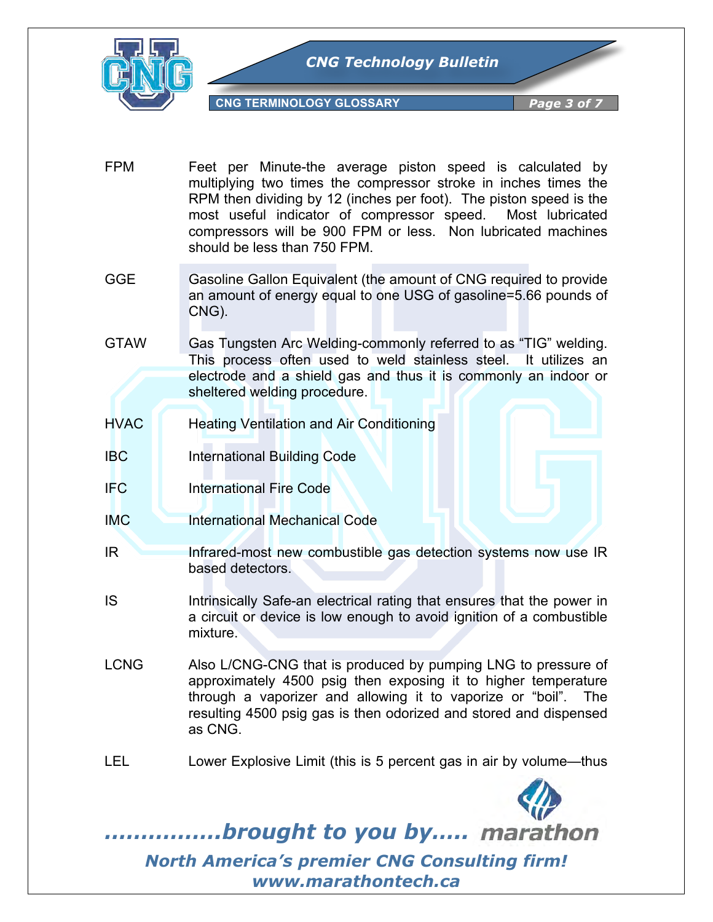FPM — Feet per Minute-the average piston speed is calculated by multiplying two times the compressor stroke in inches times the RPM then dividing by 12 (inches per foot). The piston speed is the most useful indicator of compressor speed. Most lubricated compressors will be 900 FPM or less. Non lubricated machines should be less than 750 FPM.

GGE — Gasoline Gallon Equivalent (the amount of CNG required to provide an amount of energy equal to one USG of gasoline=5.66 pounds of CNG).

GTAW — Gas Tungsten Arc Welding-commonly referred to as "TIG" welding. This process often used to weld stainless steel. It utilizes an electrode and a shield gas and thus it is commonly an indoor or sheltered welding procedure.

HVAC — Heating Ventilation and Air Conditioning

IBC — International Building Code

IFC — International Fire Code

IMC — International Mechanical Code

IR — Infrared-most new combustible gas detection systems now use IR based detectors.

IS — Intrinsically Safe-an electrical rating that ensures that the power in a circuit or device is low enough to avoid ignition of a combustible mixture.

LCNG — Also L/CNG-CNG that is produced by pumping LNG to pressure of approximately 4500 psig then exposing it to higher temperature through a vaporizer and allowing it to vaporize or "boil". The resulting 4500 psig gas is then odorized and stored and dispensed as CNG.

LEL — Lower Explosive Limit (this is 5 percent gas in air by volume—thus

*................brought to you by..... marathon*

***North America's premier CNG Consulting firm!***

***www.marathontech.ca***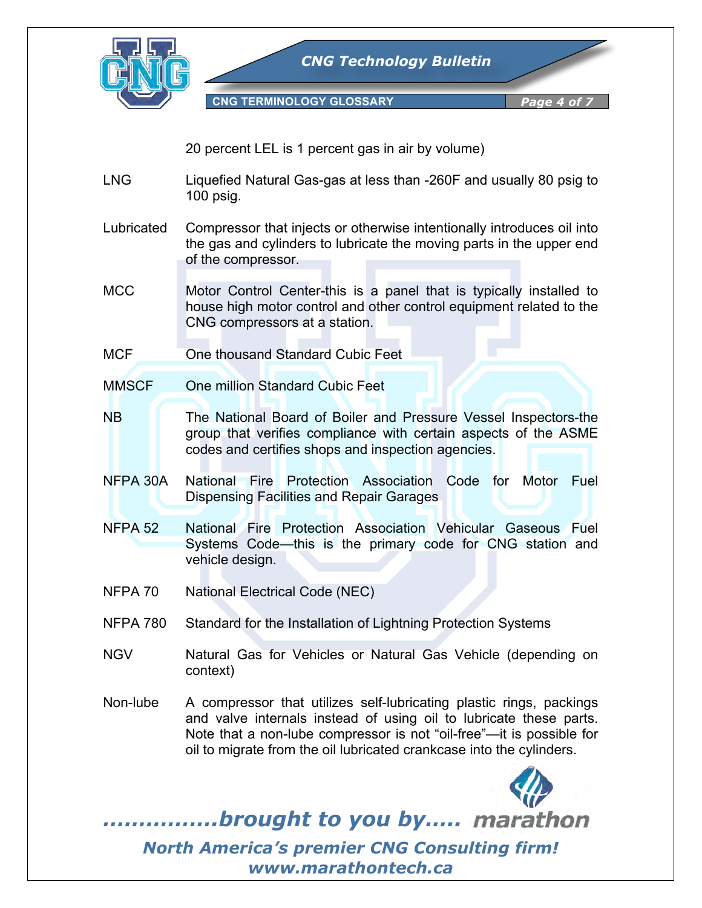20 percent LEL is 1 percent gas in air by volume)

| | |
|---|---|
| LNG | Liquefied Natural Gas-gas at less than -260F and usually 80 psig to 100 psig. |
| Lubricated | Compressor that injects or otherwise intentionally introduces oil into the gas and cylinders to lubricate the moving parts in the upper end of the compressor. |
| MCC | Motor Control Center-this is a panel that is typically installed to house high motor control and other control equipment related to the CNG compressors at a station. |
| MCF | One thousand Standard Cubic Feet |
| MMSCF | One million Standard Cubic Feet |
| NB | The National Board of Boiler and Pressure Vessel Inspectors-the group that verifies compliance with certain aspects of the ASME codes and certifies shops and inspection agencies. |
| NFPA 30A | National Fire Protection Association Code for Motor Fuel Dispensing Facilities and Repair Garages |
| NFPA 52 | National Fire Protection Association Vehicular Gaseous Fuel Systems Code—this is the primary code for CNG station and vehicle design. |
| NFPA 70 | National Electrical Code (NEC) |
| NFPA 780 | Standard for the Installation of Lightning Protection Systems |
| NGV | Natural Gas for Vehicles or Natural Gas Vehicle (depending on context) |
| Non-lube | A compressor that utilizes self-lubricating plastic rings, packings and valve internals instead of using oil to lubricate these parts. Note that a non-lube compressor is not "oil-free"—it is possible for oil to migrate from the oil lubricated crankcase into the cylinders. |

*................brought to you by..... marathon*

*North America's premier CNG Consulting firm!*
*www.marathontech.ca*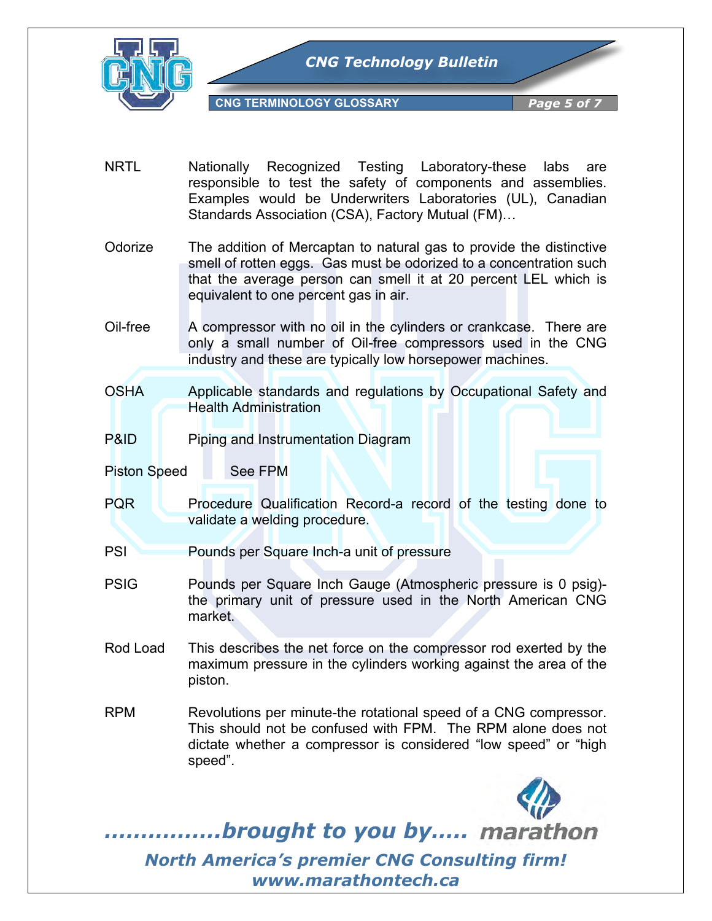| Term | Definition |
| --- | --- |
| NRTL | Nationally Recognized Testing Laboratory-these labs are responsible to test the safety of components and assemblies. Examples would be Underwriters Laboratories (UL), Canadian Standards Association (CSA), Factory Mutual (FM)… |
| Odorize | The addition of Mercaptan to natural gas to provide the distinctive smell of rotten eggs. Gas must be odorized to a concentration such that the average person can smell it at 20 percent LEL which is equivalent to one percent gas in air. |
| Oil-free | A compressor with no oil in the cylinders or crankcase. There are only a small number of Oil-free compressors used in the CNG industry and these are typically low horsepower machines. |
| OSHA | Applicable standards and regulations by Occupational Safety and Health Administration |
| P&ID | Piping and Instrumentation Diagram |
| Piston Speed | See FPM |
| PQR | Procedure Qualification Record-a record of the testing done to validate a welding procedure. |
| PSI | Pounds per Square Inch-a unit of pressure |
| PSIG | Pounds per Square Inch Gauge (Atmospheric pressure is 0 psig)-the primary unit of pressure used in the North American CNG market. |
| Rod Load | This describes the net force on the compressor rod exerted by the maximum pressure in the cylinders working against the area of the piston. |
| RPM | Revolutions per minute-the rotational speed of a CNG compressor. This should not be confused with FPM. The RPM alone does not dictate whether a compressor is considered "low speed" or "high speed". |

*................brought to you by..... marathon*

*North America's premier CNG Consulting firm!*

*www.marathontech.ca*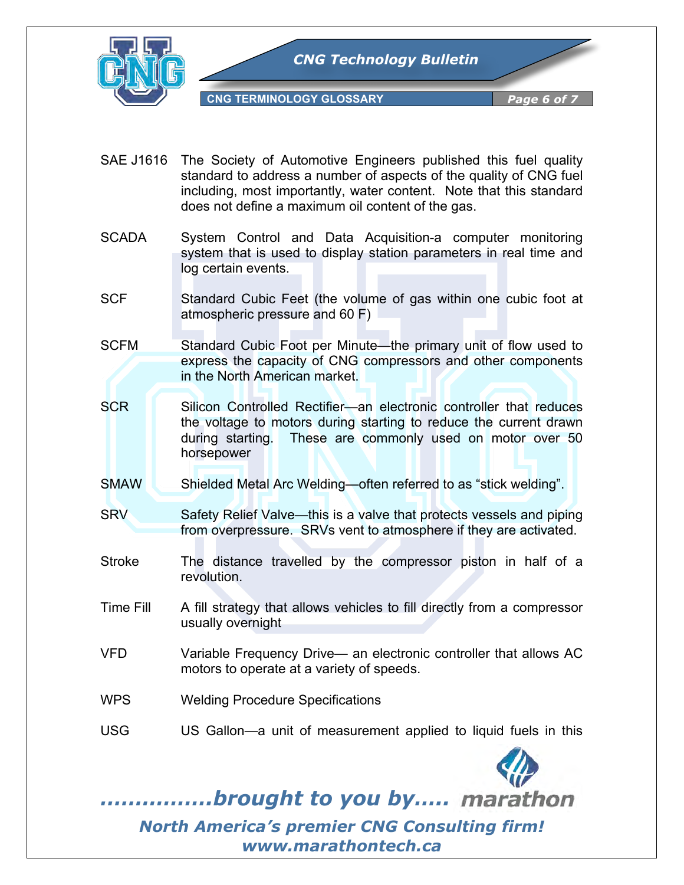| | |
|---|---|
| SAE J1616 | The Society of Automotive Engineers published this fuel quality standard to address a number of aspects of the quality of CNG fuel including, most importantly, water content. Note that this standard does not define a maximum oil content of the gas. |
| SCADA | System Control and Data Acquisition-a computer monitoring system that is used to display station parameters in real time and log certain events. |
| SCF | Standard Cubic Feet (the volume of gas within one cubic foot at atmospheric pressure and 60 F) |
| SCFM | Standard Cubic Foot per Minute—the primary unit of flow used to express the capacity of CNG compressors and other components in the North American market. |
| SCR | Silicon Controlled Rectifier—an electronic controller that reduces the voltage to motors during starting to reduce the current drawn during starting. These are commonly used on motor over 50 horsepower |
| SMAW | Shielded Metal Arc Welding—often referred to as "stick welding". |
| SRV | Safety Relief Valve—this is a valve that protects vessels and piping from overpressure. SRVs vent to atmosphere if they are activated. |
| Stroke | The distance travelled by the compressor piston in half of a revolution. |
| Time Fill | A fill strategy that allows vehicles to fill directly from a compressor usually overnight |
| VFD | Variable Frequency Drive— an electronic controller that allows AC motors to operate at a variety of speeds. |
| WPS | Welding Procedure Specifications |
| USG | US Gallon—a unit of measurement applied to liquid fuels in this |

*................brought to you by..... marathon*

*North America's premier CNG Consulting firm!*

*www.marathontech.ca*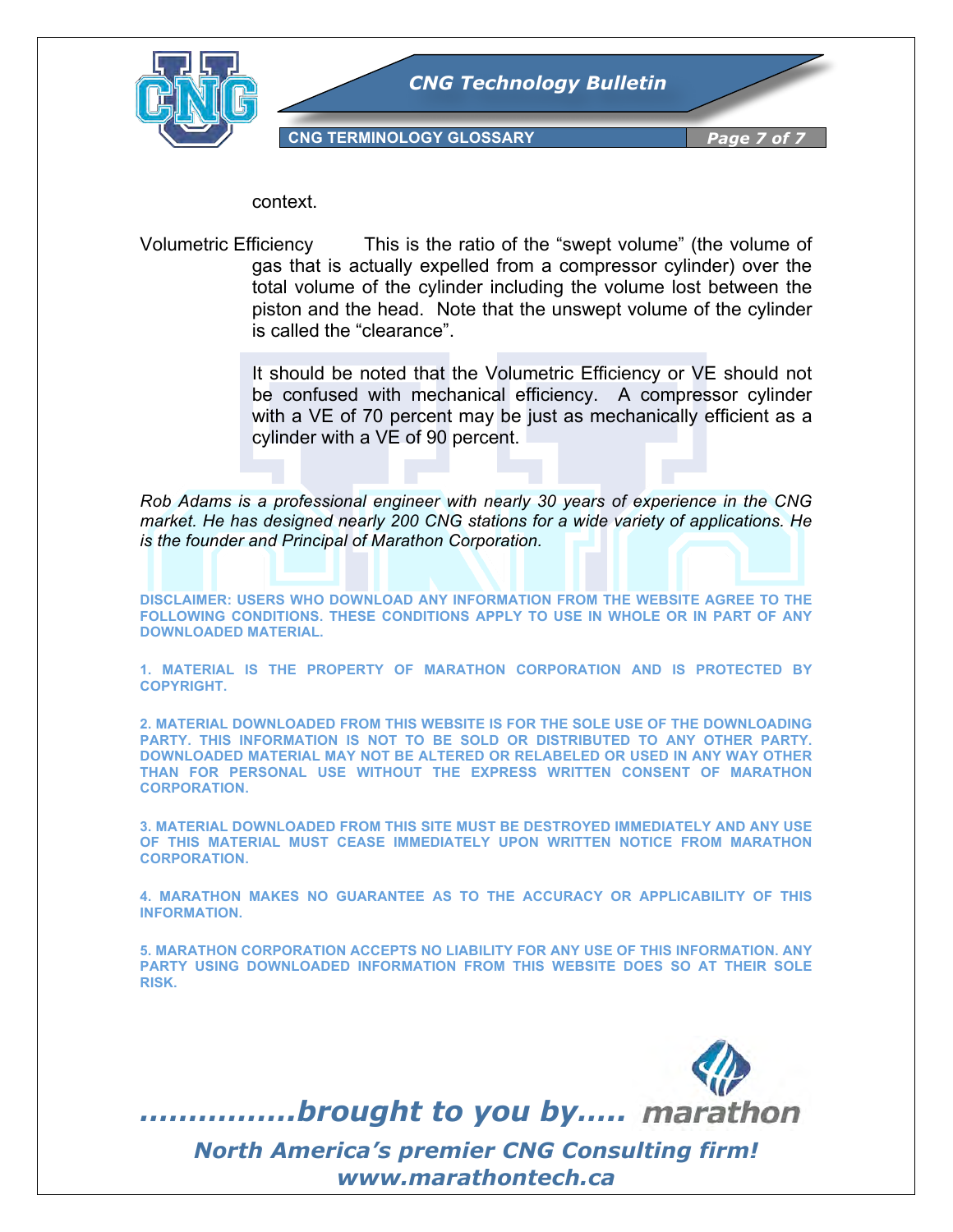context.

Volumetric Efficiency This is the ratio of the "swept volume" (the volume of gas that is actually expelled from a compressor cylinder) over the total volume of the cylinder including the volume lost between the piston and the head. Note that the unswept volume of the cylinder is called the "clearance".

It should be noted that the Volumetric Efficiency or VE should not be confused with mechanical efficiency. A compressor cylinder with a VE of 70 percent may be just as mechanically efficient as a cylinder with a VE of 90 percent.

*Rob Adams is a professional engineer with nearly 30 years of experience in the CNG market. He has designed nearly 200 CNG stations for a wide variety of applications. He is the founder and Principal of Marathon Corporation.*

**DISCLAIMER: USERS WHO DOWNLOAD ANY INFORMATION FROM THE WEBSITE AGREE TO THE FOLLOWING CONDITIONS. THESE CONDITIONS APPLY TO USE IN WHOLE OR IN PART OF ANY DOWNLOADED MATERIAL.**

**1. MATERIAL IS THE PROPERTY OF MARATHON CORPORATION AND IS PROTECTED BY COPYRIGHT.**

**2. MATERIAL DOWNLOADED FROM THIS WEBSITE IS FOR THE SOLE USE OF THE DOWNLOADING PARTY. THIS INFORMATION IS NOT TO BE SOLD OR DISTRIBUTED TO ANY OTHER PARTY. DOWNLOADED MATERIAL MAY NOT BE ALTERED OR RELABELED OR USED IN ANY WAY OTHER THAN FOR PERSONAL USE WITHOUT THE EXPRESS WRITTEN CONSENT OF MARATHON CORPORATION.**

**3. MATERIAL DOWNLOADED FROM THIS SITE MUST BE DESTROYED IMMEDIATELY AND ANY USE OF THIS MATERIAL MUST CEASE IMMEDIATELY UPON WRITTEN NOTICE FROM MARATHON CORPORATION.**

**4. MARATHON MAKES NO GUARANTEE AS TO THE ACCURACY OR APPLICABILITY OF THIS INFORMATION.**

**5. MARATHON CORPORATION ACCEPTS NO LIABILITY FOR ANY USE OF THIS INFORMATION. ANY PARTY USING DOWNLOADED INFORMATION FROM THIS WEBSITE DOES SO AT THEIR SOLE RISK.**

***................brought to you by..... marathon***

***North America's premier CNG Consulting firm!***

***www.marathontech.ca***